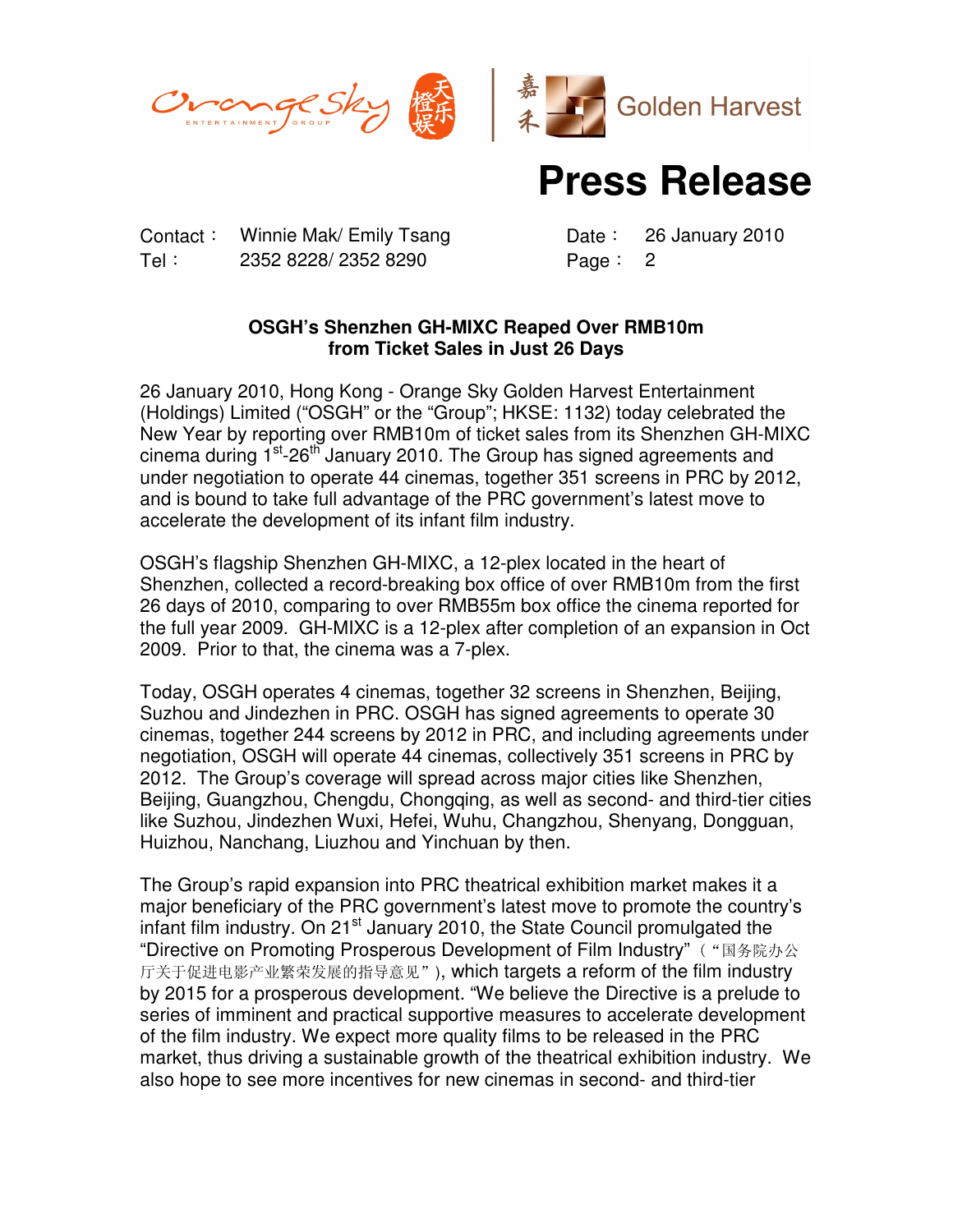# Press Release

Contact： Winnie Mak/ Emily Tsang
Tel： 2352 8228/ 2352 8290

Date： 26 January 2010
Page： 2

**OSGH's Shenzhen GH-MIXC Reaped Over RMB10m from Ticket Sales in Just 26 Days**

26 January 2010, Hong Kong - Orange Sky Golden Harvest Entertainment (Holdings) Limited ("OSGH" or the "Group"; HKSE: 1132) today celebrated the New Year by reporting over RMB10m of ticket sales from its Shenzhen GH-MIXC cinema during 1st-26th January 2010. The Group has signed agreements and under negotiation to operate 44 cinemas, together 351 screens in PRC by 2012, and is bound to take full advantage of the PRC government's latest move to accelerate the development of its infant film industry.

OSGH's flagship Shenzhen GH-MIXC, a 12-plex located in the heart of Shenzhen, collected a record-breaking box office of over RMB10m from the first 26 days of 2010, comparing to over RMB55m box office the cinema reported for the full year 2009. GH-MIXC is a 12-plex after completion of an expansion in Oct 2009. Prior to that, the cinema was a 7-plex.

Today, OSGH operates 4 cinemas, together 32 screens in Shenzhen, Beijing, Suzhou and Jindezhen in PRC. OSGH has signed agreements to operate 30 cinemas, together 244 screens by 2012 in PRC, and including agreements under negotiation, OSGH will operate 44 cinemas, collectively 351 screens in PRC by 2012. The Group's coverage will spread across major cities like Shenzhen, Beijing, Guangzhou, Chengdu, Chongqing, as well as second- and third-tier cities like Suzhou, Jindezhen Wuxi, Hefei, Wuhu, Changzhou, Shenyang, Dongguan, Huizhou, Nanchang, Liuzhou and Yinchuan by then.

The Group's rapid expansion into PRC theatrical exhibition market makes it a major beneficiary of the PRC government's latest move to promote the country's infant film industry. On 21st January 2010, the State Council promulgated the "Directive on Promoting Prosperous Development of Film Industry"（"国务院办公厅关于促进电影产业繁荣发展的指导意见"）, which targets a reform of the film industry by 2015 for a prosperous development. "We believe the Directive is a prelude to series of imminent and practical supportive measures to accelerate development of the film industry. We expect more quality films to be released in the PRC market, thus driving a sustainable growth of the theatrical exhibition industry. We also hope to see more incentives for new cinemas in second- and third-tier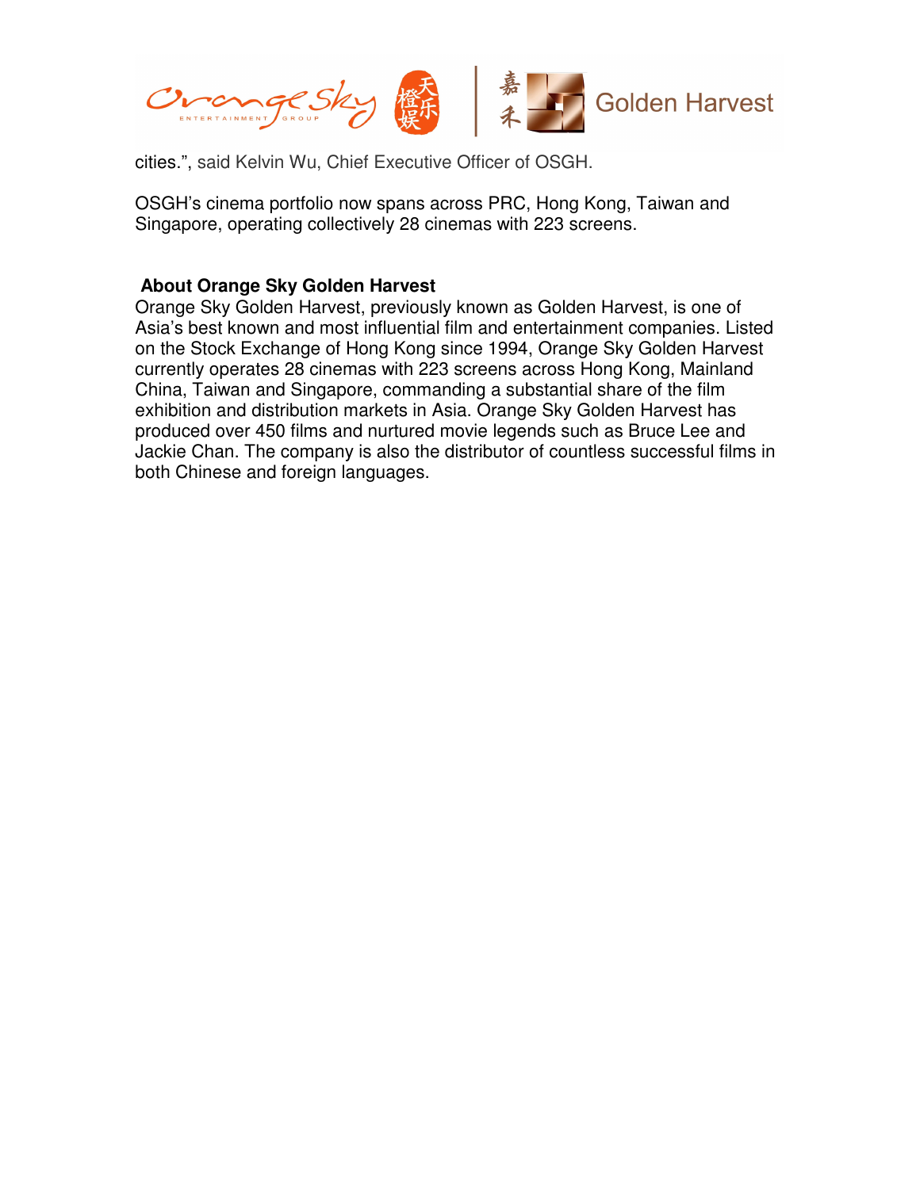cities.", said Kelvin Wu, Chief Executive Officer of OSGH.

OSGH's cinema portfolio now spans across PRC, Hong Kong, Taiwan and Singapore, operating collectively 28 cinemas with 223 screens.

**About Orange Sky Golden Harvest**

Orange Sky Golden Harvest, previously known as Golden Harvest, is one of Asia's best known and most influential film and entertainment companies. Listed on the Stock Exchange of Hong Kong since 1994, Orange Sky Golden Harvest currently operates 28 cinemas with 223 screens across Hong Kong, Mainland China, Taiwan and Singapore, commanding a substantial share of the film exhibition and distribution markets in Asia. Orange Sky Golden Harvest has produced over 450 films and nurtured movie legends such as Bruce Lee and Jackie Chan. The company is also the distributor of countless successful films in both Chinese and foreign languages.